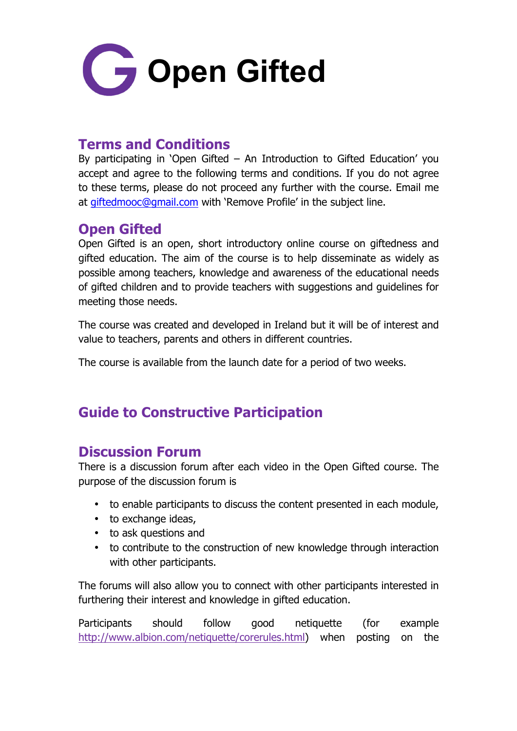# Open Gifted

## Terms and Conditions

By participating in 'Open Gifted – An Introduction to Gifted Education' you accept and agree to the following terms and conditions. If you do not agree to these terms, please do not proceed any further with the course. Email me at giftedmooc@gmail.com with 'Remove Profile' in the subject line.

## Open Gifted

Open Gifted is an open, short introductory online course on giftedness and gifted education. The aim of the course is to help disseminate as widely as possible among teachers, knowledge and awareness of the educational needs of gifted children and to provide teachers with suggestions and guidelines for meeting those needs.

The course was created and developed in Ireland but it will be of interest and value to teachers, parents and others in different countries.

The course is available from the launch date for a period of two weeks.

## Guide to Constructive Participation

## Discussion Forum

There is a discussion forum after each video in the Open Gifted course. The purpose of the discussion forum is

- to enable participants to discuss the content presented in each module,
- to exchange ideas,
- to ask questions and
- to contribute to the construction of new knowledge through interaction with other participants.

The forums will also allow you to connect with other participants interested in furthering their interest and knowledge in gifted education.

Participants should follow good netiquette (for example http://www.albion.com/netiquette/corerules.html) when posting on the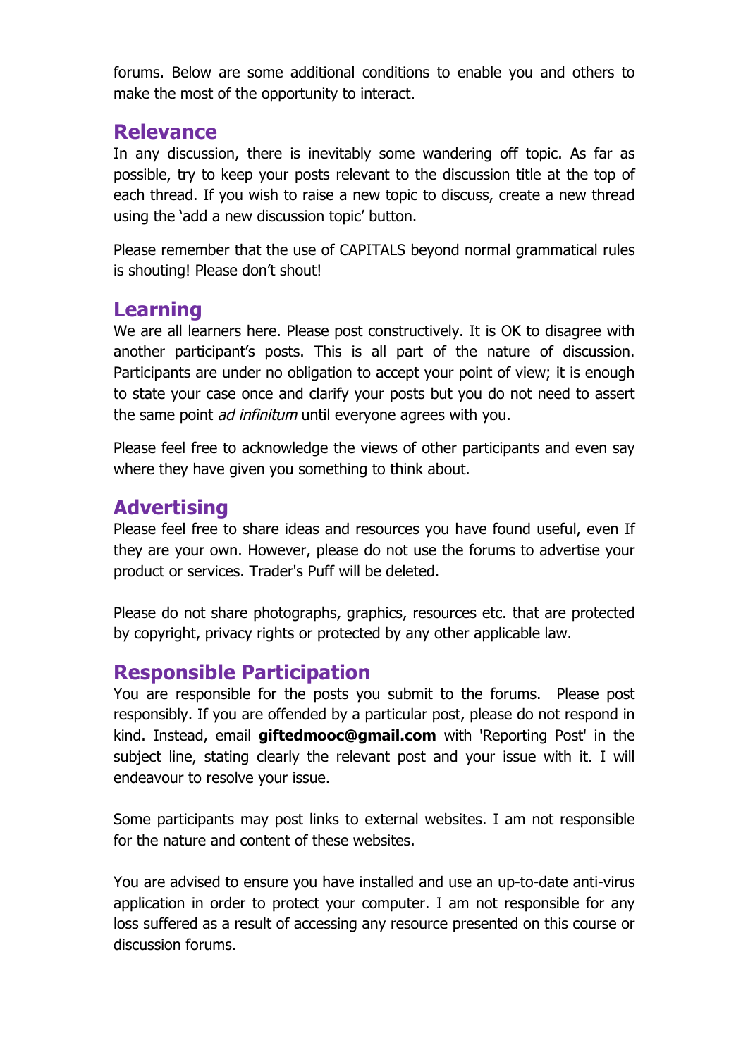forums. Below are some additional conditions to enable you and others to make the most of the opportunity to interact.

## Relevance

In any discussion, there is inevitably some wandering off topic. As far as possible, try to keep your posts relevant to the discussion title at the top of each thread. If you wish to raise a new topic to discuss, create a new thread using the 'add a new discussion topic' button.

Please remember that the use of CAPITALS beyond normal grammatical rules is shouting! Please don't shout!

## Learning

We are all learners here. Please post constructively. It is OK to disagree with another participant's posts. This is all part of the nature of discussion. Participants are under no obligation to accept your point of view; it is enough to state your case once and clarify your posts but you do not need to assert the same point *ad infinitum* until everyone agrees with you.

Please feel free to acknowledge the views of other participants and even say where they have given you something to think about.

## Advertising

Please feel free to share ideas and resources you have found useful, even If they are your own. However, please do not use the forums to advertise your product or services. Trader's Puff will be deleted.

Please do not share photographs, graphics, resources etc. that are protected by copyright, privacy rights or protected by any other applicable law.

## Responsible Participation

You are responsible for the posts you submit to the forums. Please post responsibly. If you are offended by a particular post, please do not respond in kind. Instead, email **giftedmooc@gmail.com** with 'Reporting Post' in the subject line, stating clearly the relevant post and your issue with it. I will endeavour to resolve your issue.

Some participants may post links to external websites. I am not responsible for the nature and content of these websites.

You are advised to ensure you have installed and use an up-to-date anti-virus application in order to protect your computer. I am not responsible for any loss suffered as a result of accessing any resource presented on this course or discussion forums.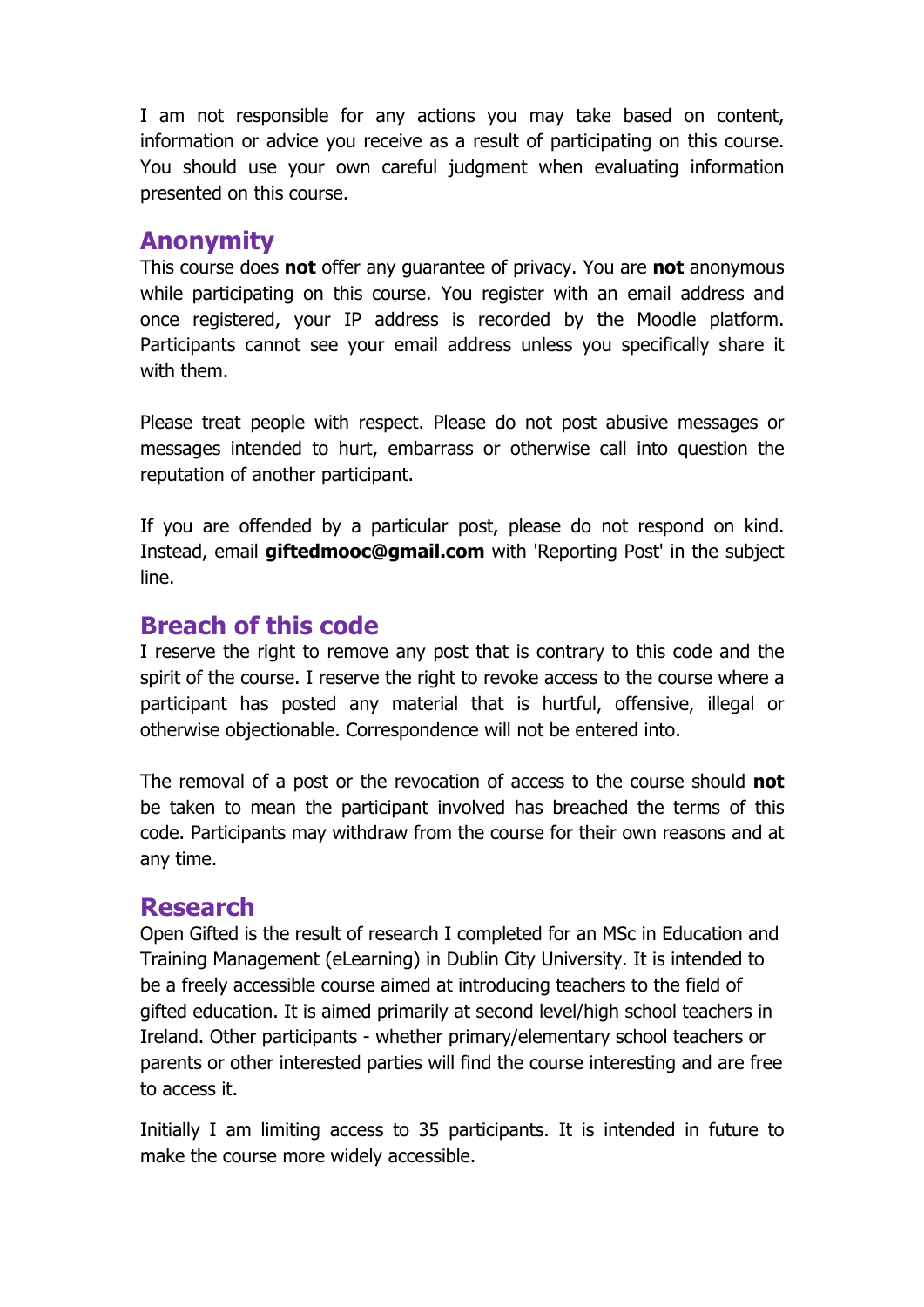I am not responsible for any actions you may take based on content, information or advice you receive as a result of participating on this course. You should use your own careful judgment when evaluating information presented on this course.

## Anonymity

This course does **not** offer any guarantee of privacy. You are **not** anonymous while participating on this course. You register with an email address and once registered, your IP address is recorded by the Moodle platform. Participants cannot see your email address unless you specifically share it with them.

Please treat people with respect. Please do not post abusive messages or messages intended to hurt, embarrass or otherwise call into question the reputation of another participant.

If you are offended by a particular post, please do not respond on kind. Instead, email **giftedmooc@gmail.com** with 'Reporting Post' in the subject line.

## Breach of this code

I reserve the right to remove any post that is contrary to this code and the spirit of the course. I reserve the right to revoke access to the course where a participant has posted any material that is hurtful, offensive, illegal or otherwise objectionable. Correspondence will not be entered into.

The removal of a post or the revocation of access to the course should **not** be taken to mean the participant involved has breached the terms of this code. Participants may withdraw from the course for their own reasons and at any time.

## Research

Open Gifted is the result of research I completed for an MSc in Education and Training Management (eLearning) in Dublin City University. It is intended to be a freely accessible course aimed at introducing teachers to the field of gifted education. It is aimed primarily at second level/high school teachers in Ireland. Other participants - whether primary/elementary school teachers or parents or other interested parties will find the course interesting and are free to access it.

Initially I am limiting access to 35 participants. It is intended in future to make the course more widely accessible.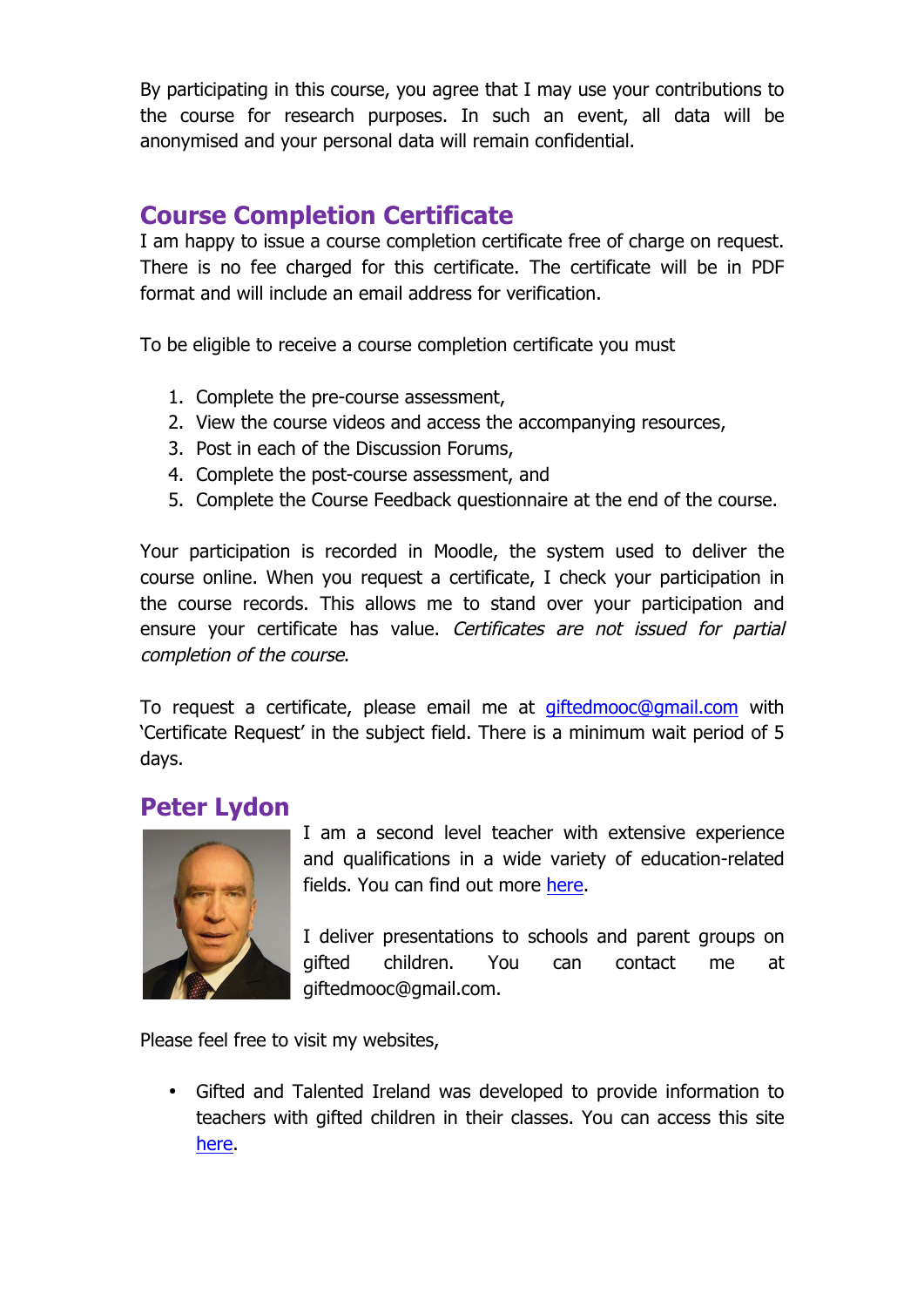By participating in this course, you agree that I may use your contributions to the course for research purposes. In such an event, all data will be anonymised and your personal data will remain confidential.

## Course Completion Certificate

I am happy to issue a course completion certificate free of charge on request. There is no fee charged for this certificate. The certificate will be in PDF format and will include an email address for verification.

To be eligible to receive a course completion certificate you must

1. Complete the pre-course assessment,
2. View the course videos and access the accompanying resources,
3. Post in each of the Discussion Forums,
4. Complete the post-course assessment, and
5. Complete the Course Feedback questionnaire at the end of the course.

Your participation is recorded in Moodle, the system used to deliver the course online. When you request a certificate, I check your participation in the course records. This allows me to stand over your participation and ensure your certificate has value. *Certificates are not issued for partial completion of the course*.

To request a certificate, please email me at giftedmooc@gmail.com with 'Certificate Request' in the subject field. There is a minimum wait period of 5 days.

## Peter Lydon

I am a second level teacher with extensive experience and qualifications in a wide variety of education-related fields. You can find out more here.

I deliver presentations to schools and parent groups on gifted children. You can contact me at giftedmooc@gmail.com.

Please feel free to visit my websites,

- Gifted and Talented Ireland was developed to provide information to teachers with gifted children in their classes. You can access this site here.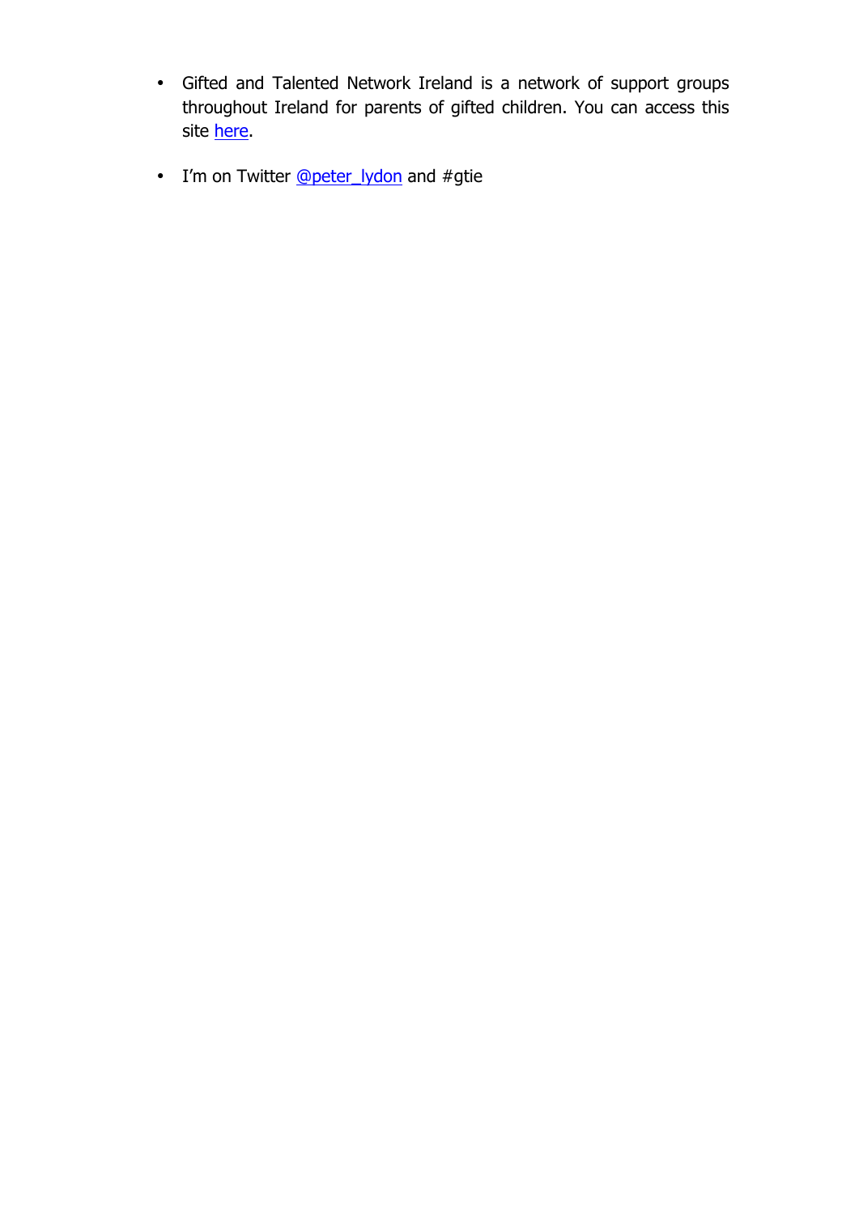- Gifted and Talented Network Ireland is a network of support groups throughout Ireland for parents of gifted children. You can access this site here.

- I'm on Twitter @peter_lydon and #gtie